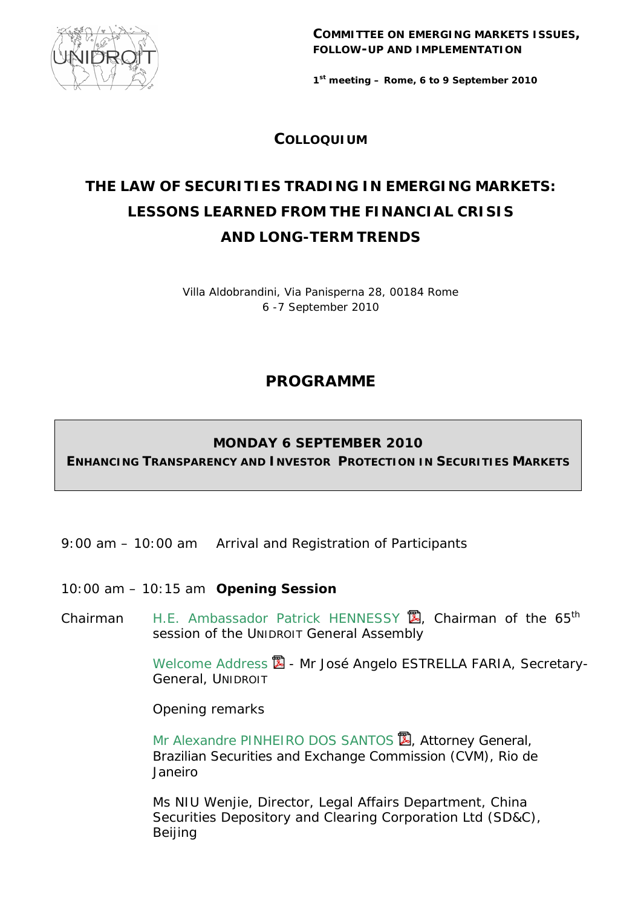**COMMITTEE ON EMERGING MARKETS ISSUES, FOLLOW-UP AND IMPLEMENTATION**

**1st meeting – Rome, 6 to 9 September 2010**

## COLLOQUIUM

# THE LAW OF SECURITIES TRADING IN EMERGING MARKETS: LESSONS LEARNED FROM THE FINANCIAL CRISIS AND LONG-TERM TRENDS

Villa Aldobrandini, Via Panisperna 28, 00184 Rome
6 -7 September 2010

## PROGRAMME

### MONDAY 6 SEPTEMBER 2010
**ENHANCING TRANSPARENCY AND INVESTOR PROTECTION IN SECURITIES MARKETS**

9:00 am – 10:00 am Arrival and Registration of Participants

10:00 am – 10:15 am **Opening Session**

Chairman H.E. Ambassador Patrick HENNESSY, Chairman of the 65th session of the UNIDROIT General Assembly

Welcome Address - Mr José Angelo ESTRELLA FARIA, Secretary-General, UNIDROIT

Opening remarks

Mr Alexandre PINHEIRO DOS SANTOS, Attorney General, Brazilian Securities and Exchange Commission (CVM), Rio de Janeiro

Ms NIU Wenjie, Director, Legal Affairs Department, China Securities Depository and Clearing Corporation Ltd (SD&C), Beijing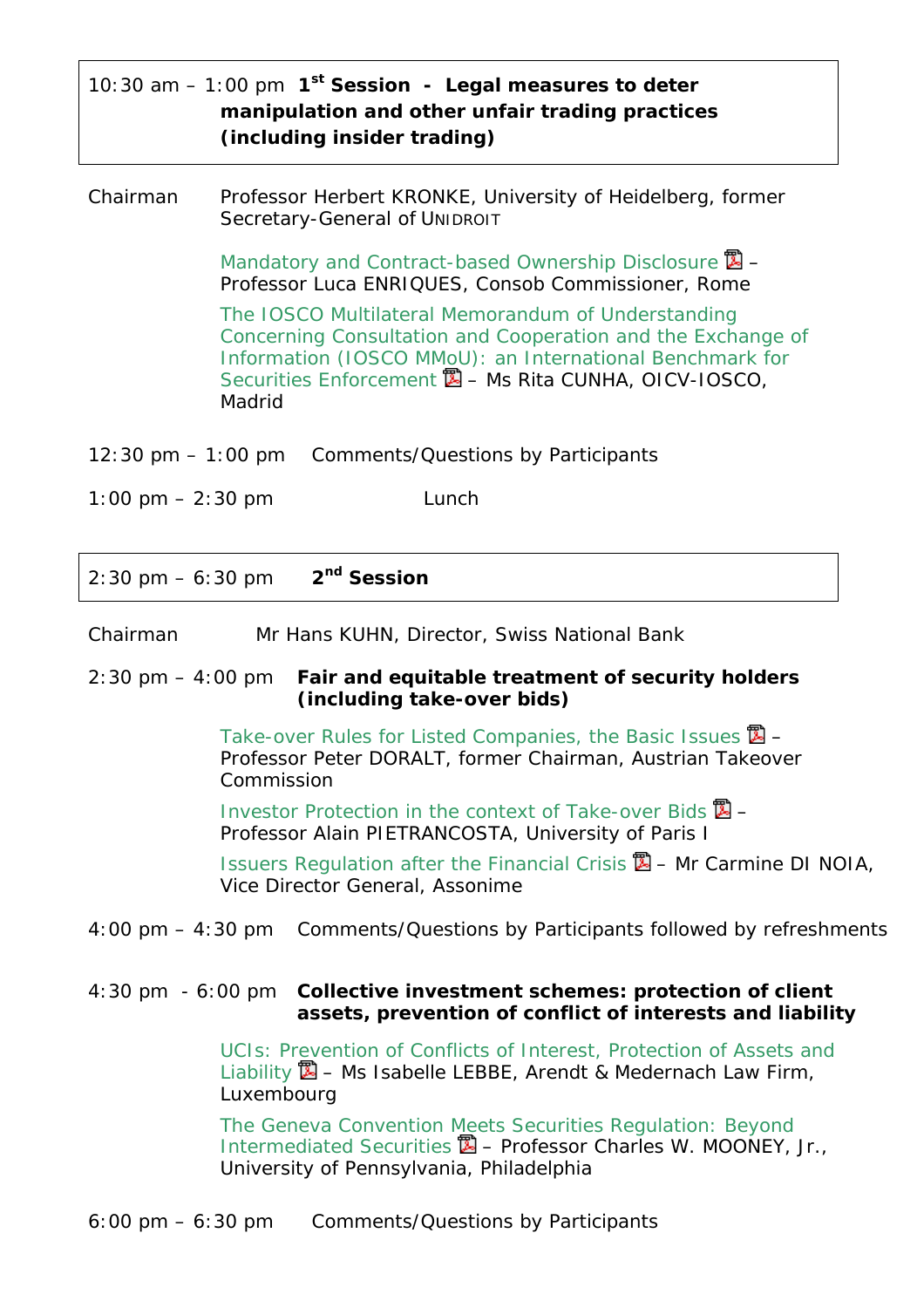## 10:30 am – 1:00 pm **1st Session - Legal measures to deter manipulation and other unfair trading practices (including insider trading)**

Chairman Professor Herbert KRONKE, University of Heidelberg, former Secretary-General of UNIDROIT

Mandatory and Contract-based Ownership Disclosure – Professor Luca ENRIQUES, Consob Commissioner, Rome

The IOSCO Multilateral Memorandum of Understanding Concerning Consultation and Cooperation and the Exchange of Information (IOSCO MMoU): an International Benchmark for Securities Enforcement – Ms Rita CUNHA, OICV-IOSCO, Madrid

12:30 pm – 1:00 pm Comments/Questions by Participants

1:00 pm – 2:30 pm Lunch

## 2:30 pm – 6:30 pm **2nd Session**

Chairman Mr Hans KUHN, Director, Swiss National Bank

2:30 pm – 4:00 pm **Fair and equitable treatment of security holders (including take-over bids)**

Take-over Rules for Listed Companies, the Basic Issues – Professor Peter DORALT, former Chairman, Austrian Takeover Commission

Investor Protection in the context of Take-over Bids – Professor Alain PIETRANCOSTA, University of Paris I

Issuers Regulation after the Financial Crisis – Mr Carmine DI NOIA, Vice Director General, Assonime

4:00 pm – 4:30 pm Comments/Questions by Participants followed by refreshments

4:30 pm - 6:00 pm **Collective investment schemes: protection of client assets, prevention of conflict of interests and liability**

UCIs: Prevention of Conflicts of Interest, Protection of Assets and Liability – Ms Isabelle LEBBE, Arendt & Medernach Law Firm, Luxembourg

The Geneva Convention Meets Securities Regulation: Beyond Intermediated Securities – Professor Charles W. MOONEY, Jr., University of Pennsylvania, Philadelphia

6:00 pm – 6:30 pm Comments/Questions by Participants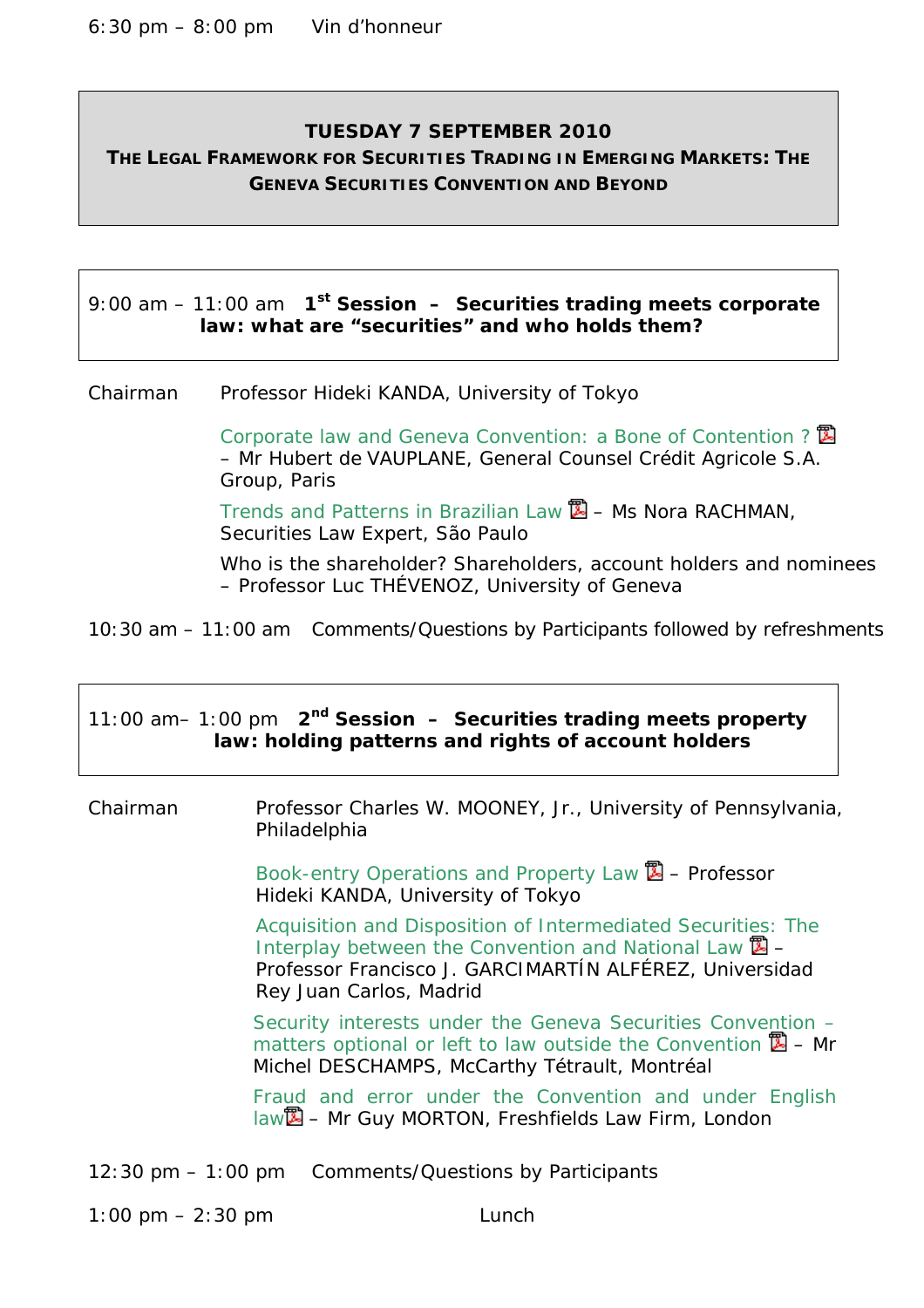6:30 pm – 8:00 pm Vin d'honneur

## TUESDAY 7 SEPTEMBER 2010

### THE LEGAL FRAMEWORK FOR SECURITIES TRADING IN EMERGING MARKETS: THE GENEVA SECURITIES CONVENTION AND BEYOND

**9:00 am – 11:00 am 1st Session – Securities trading meets corporate law: what are "securities" and who holds them?**

Chairman Professor Hideki KANDA, University of Tokyo

Corporate law and Geneva Convention: a Bone of Contention ? – Mr Hubert de VAUPLANE, General Counsel Crédit Agricole S.A. Group, Paris

Trends and Patterns in Brazilian Law – Ms Nora RACHMAN, Securities Law Expert, São Paulo

Who is the shareholder? Shareholders, account holders and nominees – Professor Luc THÉVENOZ, University of Geneva

10:30 am – 11:00 am Comments/Questions by Participants followed by refreshments

**11:00 am– 1:00 pm 2nd Session – Securities trading meets property law: holding patterns and rights of account holders**

Chairman Professor Charles W. MOONEY, Jr., University of Pennsylvania, Philadelphia

Book-entry Operations and Property Law – Professor Hideki KANDA, University of Tokyo

Acquisition and Disposition of Intermediated Securities: The Interplay between the Convention and National Law – Professor Francisco J. GARCIMARTÍN ALFÉREZ, Universidad Rey Juan Carlos, Madrid

Security interests under the Geneva Securities Convention – matters optional or left to law outside the Convention – Mr Michel DESCHAMPS, McCarthy Tétrault, Montréal

Fraud and error under the Convention and under English law – Mr Guy MORTON, Freshfields Law Firm, London

12:30 pm – 1:00 pm Comments/Questions by Participants

1:00 pm – 2:30 pm Lunch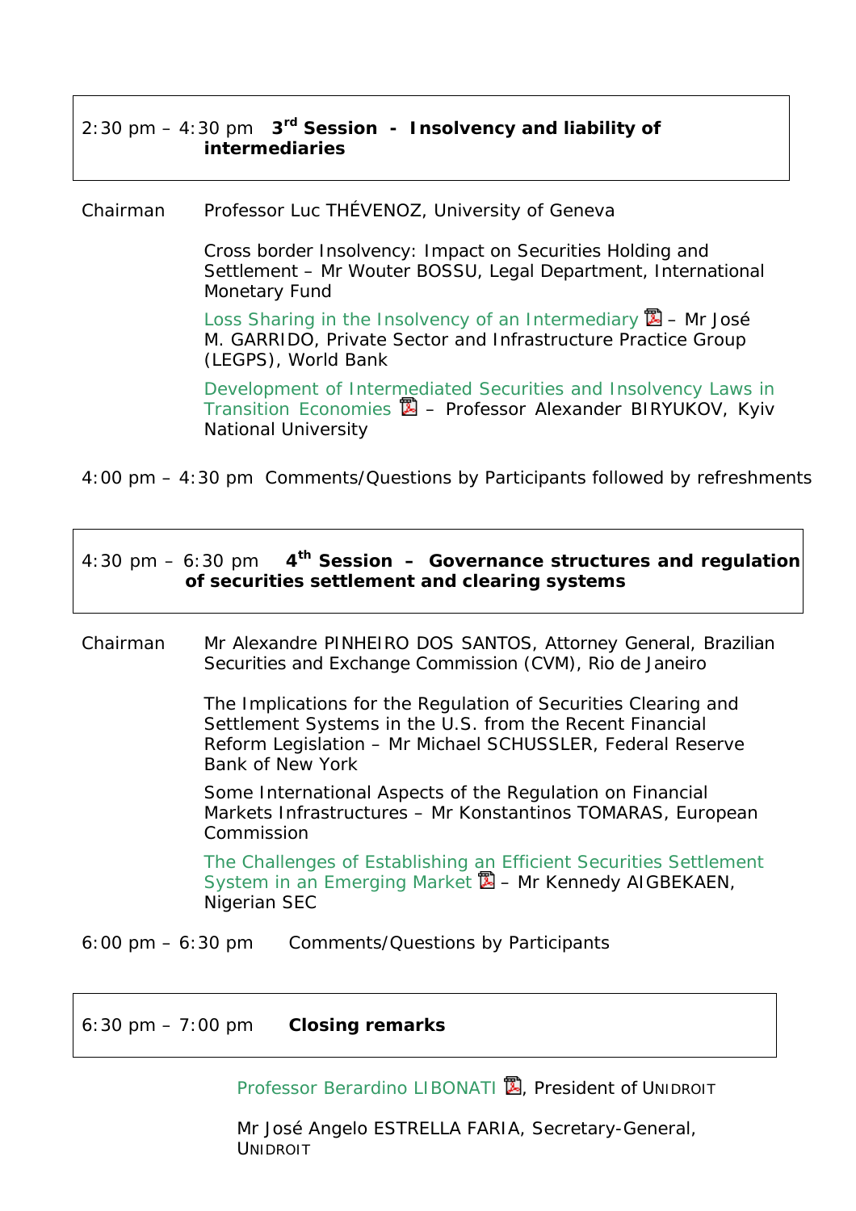**2:30 pm – 4:30 pm 3rd Session - Insolvency and liability of intermediaries**

Chairman Professor Luc THÉVENOZ, University of Geneva

Cross border Insolvency: Impact on Securities Holding and Settlement – Mr Wouter BOSSU, Legal Department, International Monetary Fund

Loss Sharing in the Insolvency of an Intermediary – Mr José M. GARRIDO, Private Sector and Infrastructure Practice Group (LEGPS), World Bank

Development of Intermediated Securities and Insolvency Laws in Transition Economies – Professor Alexander BIRYUKOV, Kyiv National University

4:00 pm – 4:30 pm Comments/Questions by Participants followed by refreshments

**4:30 pm – 6:30 pm 4th Session – Governance structures and regulation of securities settlement and clearing systems**

Chairman Mr Alexandre PINHEIRO DOS SANTOS, Attorney General, Brazilian Securities and Exchange Commission (CVM), Rio de Janeiro

The Implications for the Regulation of Securities Clearing and Settlement Systems in the U.S. from the Recent Financial Reform Legislation – Mr Michael SCHUSSLER, Federal Reserve Bank of New York

Some International Aspects of the Regulation on Financial Markets Infrastructures – Mr Konstantinos TOMARAS, European Commission

The Challenges of Establishing an Efficient Securities Settlement System in an Emerging Market – Mr Kennedy AIGBEKAEN, Nigerian SEC

6:00 pm – 6:30 pm Comments/Questions by Participants

**6:30 pm – 7:00 pm Closing remarks**

Professor Berardino LIBONATI, President of UNIDROIT

Mr José Angelo ESTRELLA FARIA, Secretary-General, UNIDROIT